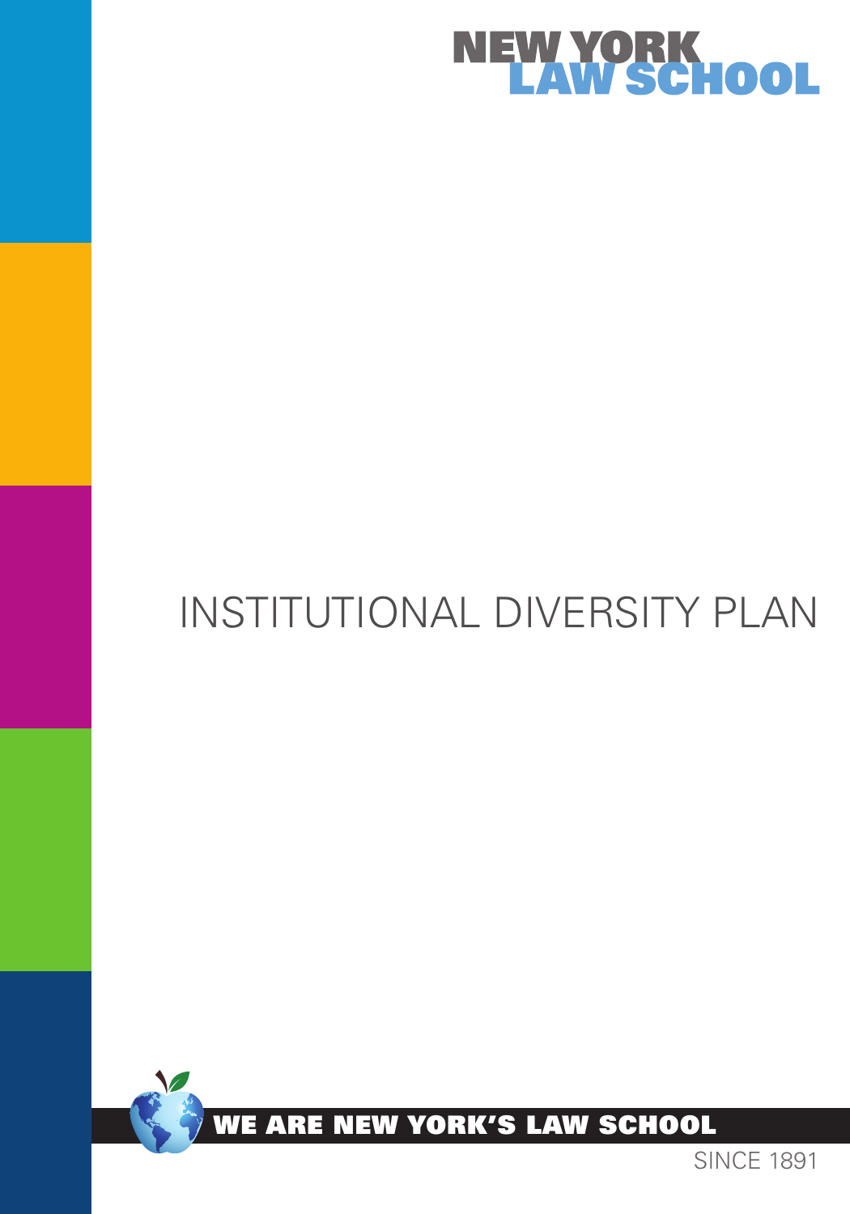NEW YORK
LAW SCHOOL

# INSTITUTIONAL DIVERSITY PLAN

WE ARE NEW YORK'S LAW SCHOOL

SINCE 1891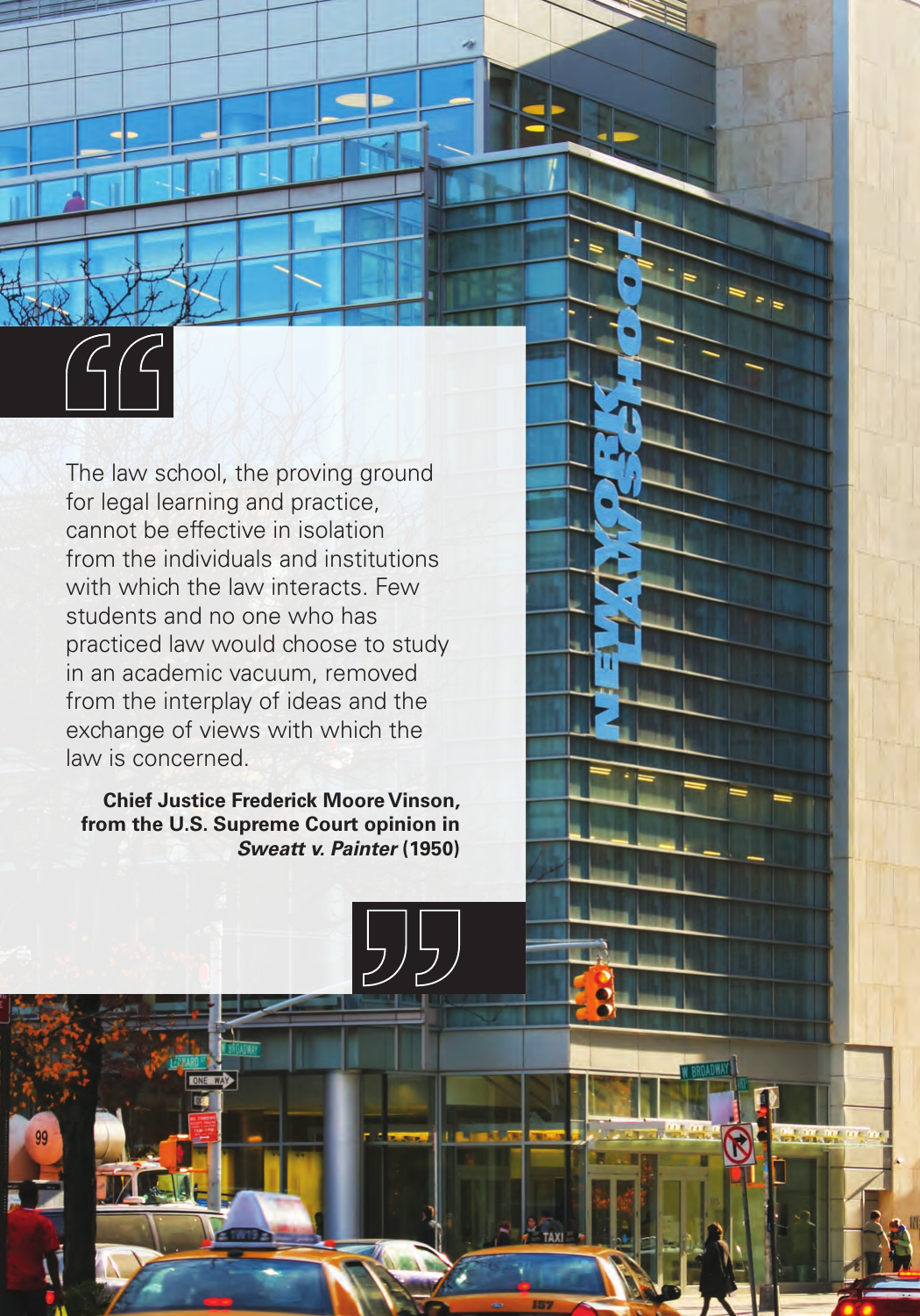> The law school, the proving ground for legal learning and practice, cannot be effective in isolation from the individuals and institutions with which the law interacts. Few students and no one who has practiced law would choose to study in an academic vacuum, removed from the interplay of ideas and the exchange of views with which the law is concerned.
>
> **Chief Justice Frederick Moore Vinson, from the U.S. Supreme Court opinion in *Sweatt v. Painter* (1950)**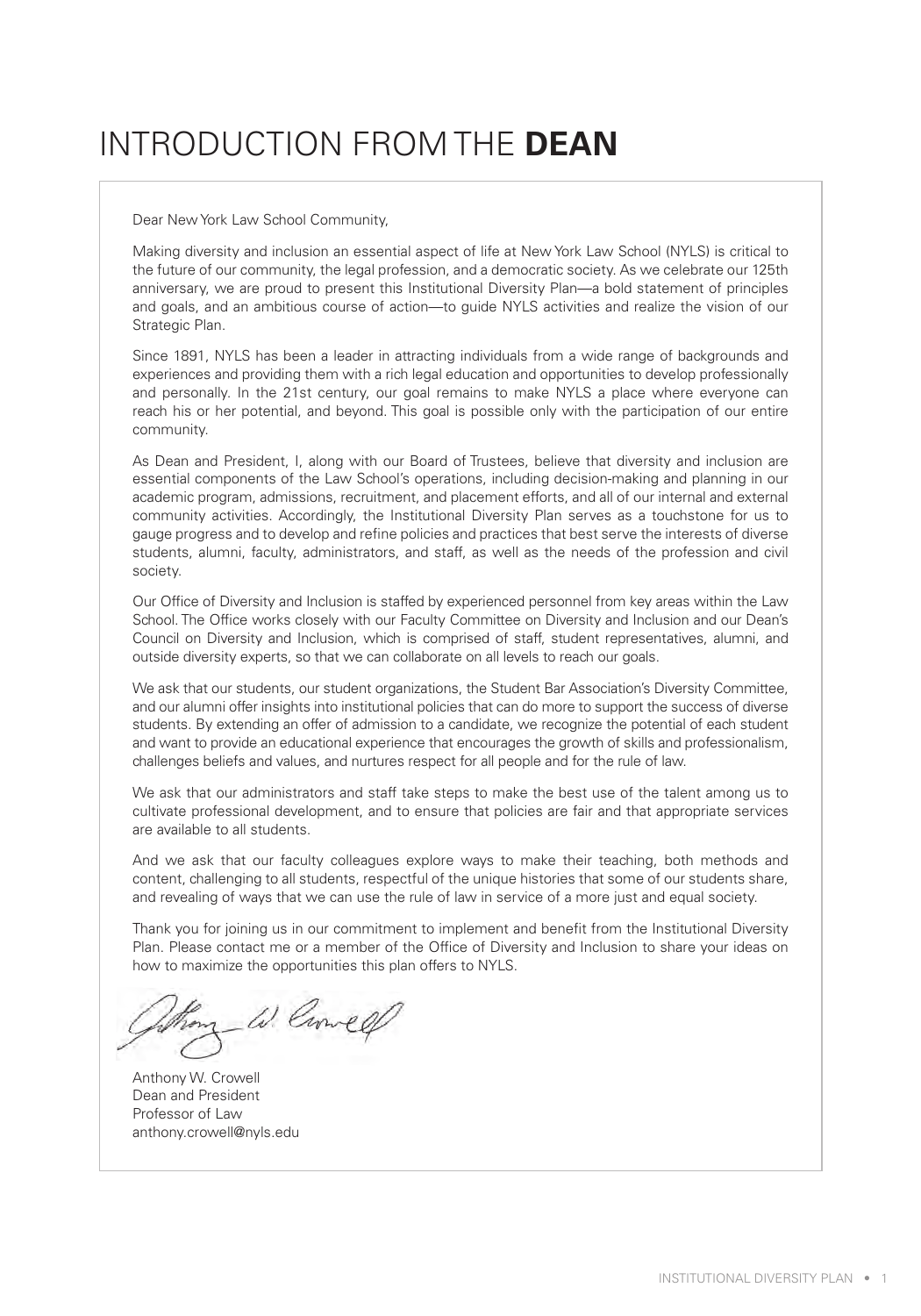# INTRODUCTION FROM THE **DEAN**

Dear New York Law School Community,

Making diversity and inclusion an essential aspect of life at New York Law School (NYLS) is critical to the future of our community, the legal profession, and a democratic society. As we celebrate our 125th anniversary, we are proud to present this Institutional Diversity Plan—a bold statement of principles and goals, and an ambitious course of action—to guide NYLS activities and realize the vision of our Strategic Plan.

Since 1891, NYLS has been a leader in attracting individuals from a wide range of backgrounds and experiences and providing them with a rich legal education and opportunities to develop professionally and personally. In the 21st century, our goal remains to make NYLS a place where everyone can reach his or her potential, and beyond. This goal is possible only with the participation of our entire community.

As Dean and President, I, along with our Board of Trustees, believe that diversity and inclusion are essential components of the Law School's operations, including decision-making and planning in our academic program, admissions, recruitment, and placement efforts, and all of our internal and external community activities. Accordingly, the Institutional Diversity Plan serves as a touchstone for us to gauge progress and to develop and refine policies and practices that best serve the interests of diverse students, alumni, faculty, administrators, and staff, as well as the needs of the profession and civil society.

Our Office of Diversity and Inclusion is staffed by experienced personnel from key areas within the Law School. The Office works closely with our Faculty Committee on Diversity and Inclusion and our Dean's Council on Diversity and Inclusion, which is comprised of staff, student representatives, alumni, and outside diversity experts, so that we can collaborate on all levels to reach our goals.

We ask that our students, our student organizations, the Student Bar Association's Diversity Committee, and our alumni offer insights into institutional policies that can do more to support the success of diverse students. By extending an offer of admission to a candidate, we recognize the potential of each student and want to provide an educational experience that encourages the growth of skills and professionalism, challenges beliefs and values, and nurtures respect for all people and for the rule of law.

We ask that our administrators and staff take steps to make the best use of the talent among us to cultivate professional development, and to ensure that policies are fair and that appropriate services are available to all students.

And we ask that our faculty colleagues explore ways to make their teaching, both methods and content, challenging to all students, respectful of the unique histories that some of our students share, and revealing of ways that we can use the rule of law in service of a more just and equal society.

Thank you for joining us in our commitment to implement and benefit from the Institutional Diversity Plan. Please contact me or a member of the Office of Diversity and Inclusion to share your ideas on how to maximize the opportunities this plan offers to NYLS.

Anthony W. Crowell  
Dean and President  
Professor of Law  
anthony.crowell@nyls.edu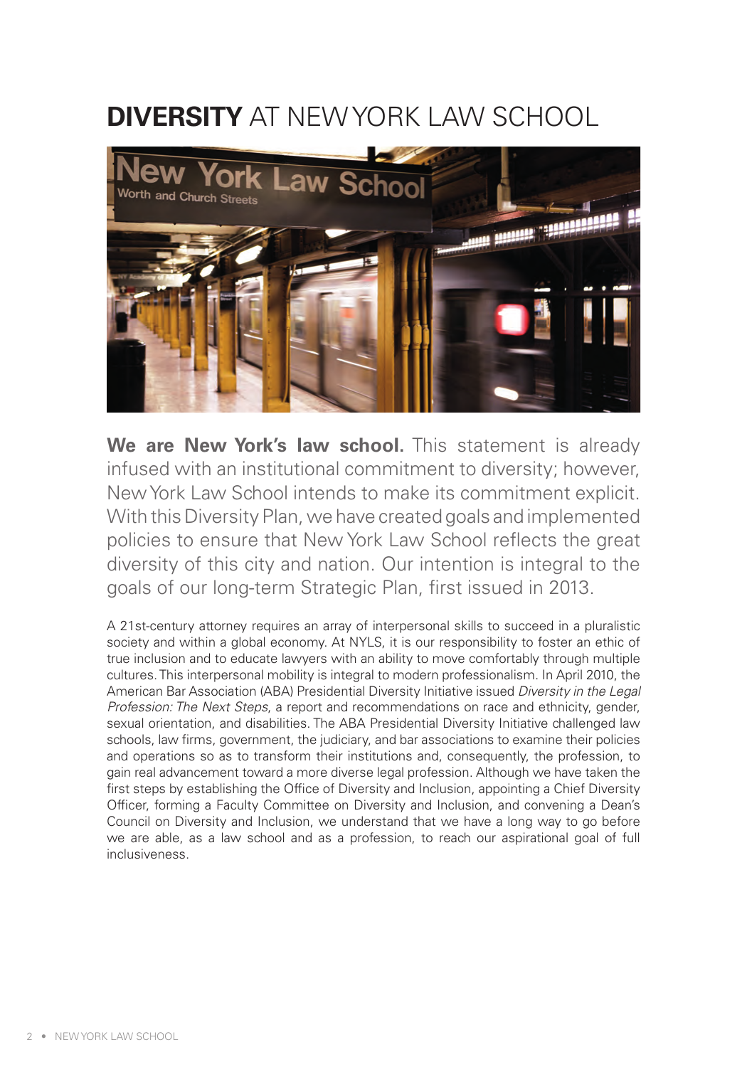# **DIVERSITY** AT NEW YORK LAW SCHOOL

**We are New York's law school.** This statement is already infused with an institutional commitment to diversity; however, New York Law School intends to make its commitment explicit. With this Diversity Plan, we have created goals and implemented policies to ensure that New York Law School reflects the great diversity of this city and nation. Our intention is integral to the goals of our long-term Strategic Plan, first issued in 2013.

A 21st-century attorney requires an array of interpersonal skills to succeed in a pluralistic society and within a global economy. At NYLS, it is our responsibility to foster an ethic of true inclusion and to educate lawyers with an ability to move comfortably through multiple cultures. This interpersonal mobility is integral to modern professionalism. In April 2010, the American Bar Association (ABA) Presidential Diversity Initiative issued *Diversity in the Legal Profession: The Next Steps*, a report and recommendations on race and ethnicity, gender, sexual orientation, and disabilities. The ABA Presidential Diversity Initiative challenged law schools, law firms, government, the judiciary, and bar associations to examine their policies and operations so as to transform their institutions and, consequently, the profession, to gain real advancement toward a more diverse legal profession. Although we have taken the first steps by establishing the Office of Diversity and Inclusion, appointing a Chief Diversity Officer, forming a Faculty Committee on Diversity and Inclusion, and convening a Dean's Council on Diversity and Inclusion, we understand that we have a long way to go before we are able, as a law school and as a profession, to reach our aspirational goal of full inclusiveness.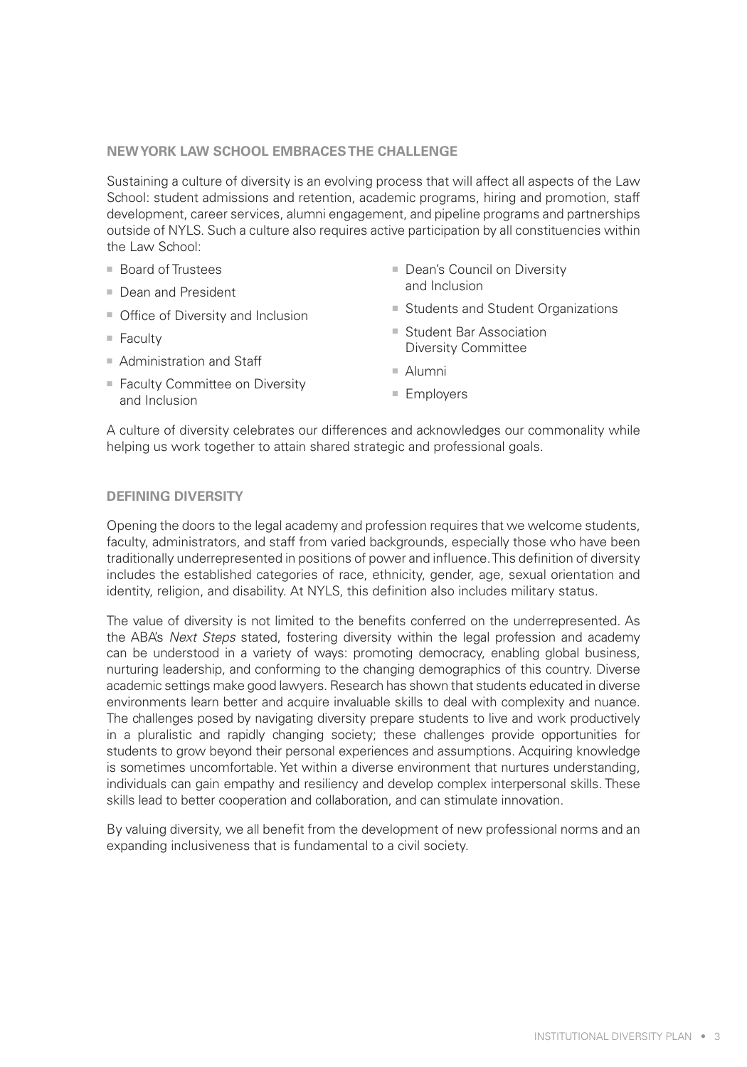## NEW YORK LAW SCHOOL EMBRACES THE CHALLENGE

Sustaining a culture of diversity is an evolving process that will affect all aspects of the Law School: student admissions and retention, academic programs, hiring and promotion, staff development, career services, alumni engagement, and pipeline programs and partnerships outside of NYLS. Such a culture also requires active participation by all constituencies within the Law School:

- Board of Trustees
- Dean and President
- Office of Diversity and Inclusion
- Faculty
- Administration and Staff
- Faculty Committee on Diversity and Inclusion
- Dean's Council on Diversity and Inclusion
- Students and Student Organizations
- Student Bar Association Diversity Committee
- Alumni
- Employers

A culture of diversity celebrates our differences and acknowledges our commonality while helping us work together to attain shared strategic and professional goals.

## DEFINING DIVERSITY

Opening the doors to the legal academy and profession requires that we welcome students, faculty, administrators, and staff from varied backgrounds, especially those who have been traditionally underrepresented in positions of power and influence. This definition of diversity includes the established categories of race, ethnicity, gender, age, sexual orientation and identity, religion, and disability. At NYLS, this definition also includes military status.

The value of diversity is not limited to the benefits conferred on the underrepresented. As the ABA's *Next Steps* stated, fostering diversity within the legal profession and academy can be understood in a variety of ways: promoting democracy, enabling global business, nurturing leadership, and conforming to the changing demographics of this country. Diverse academic settings make good lawyers. Research has shown that students educated in diverse environments learn better and acquire invaluable skills to deal with complexity and nuance. The challenges posed by navigating diversity prepare students to live and work productively in a pluralistic and rapidly changing society; these challenges provide opportunities for students to grow beyond their personal experiences and assumptions. Acquiring knowledge is sometimes uncomfortable. Yet within a diverse environment that nurtures understanding, individuals can gain empathy and resiliency and develop complex interpersonal skills. These skills lead to better cooperation and collaboration, and can stimulate innovation.

By valuing diversity, we all benefit from the development of new professional norms and an expanding inclusiveness that is fundamental to a civil society.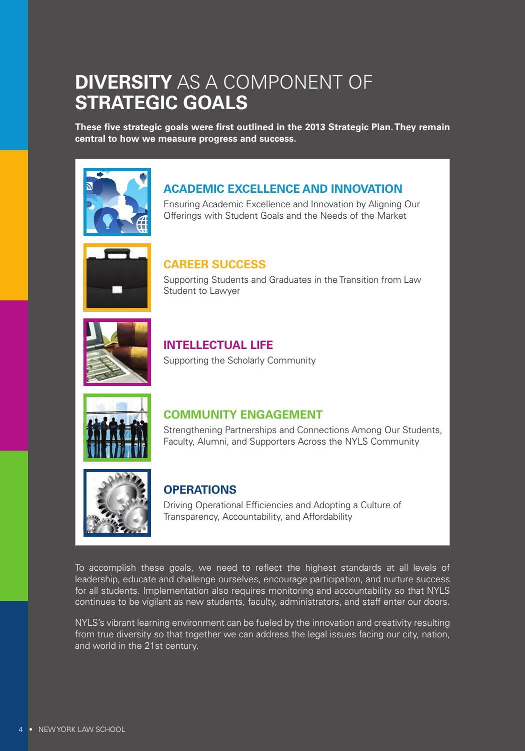# DIVERSITY AS A COMPONENT OF STRATEGIC GOALS

**These five strategic goals were first outlined in the 2013 Strategic Plan. They remain central to how we measure progress and success.**

### ACADEMIC EXCELLENCE AND INNOVATION

Ensuring Academic Excellence and Innovation by Aligning Our Offerings with Student Goals and the Needs of the Market

### CAREER SUCCESS

Supporting Students and Graduates in the Transition from Law Student to Lawyer

### INTELLECTUAL LIFE

Supporting the Scholarly Community

### COMMUNITY ENGAGEMENT

Strengthening Partnerships and Connections Among Our Students, Faculty, Alumni, and Supporters Across the NYLS Community

### OPERATIONS

Driving Operational Efficiencies and Adopting a Culture of Transparency, Accountability, and Affordability

To accomplish these goals, we need to reflect the highest standards at all levels of leadership, educate and challenge ourselves, encourage participation, and nurture success for all students. Implementation also requires monitoring and accountability so that NYLS continues to be vigilant as new students, faculty, administrators, and staff enter our doors.

NYLS's vibrant learning environment can be fueled by the innovation and creativity resulting from true diversity so that together we can address the legal issues facing our city, nation, and world in the 21st century.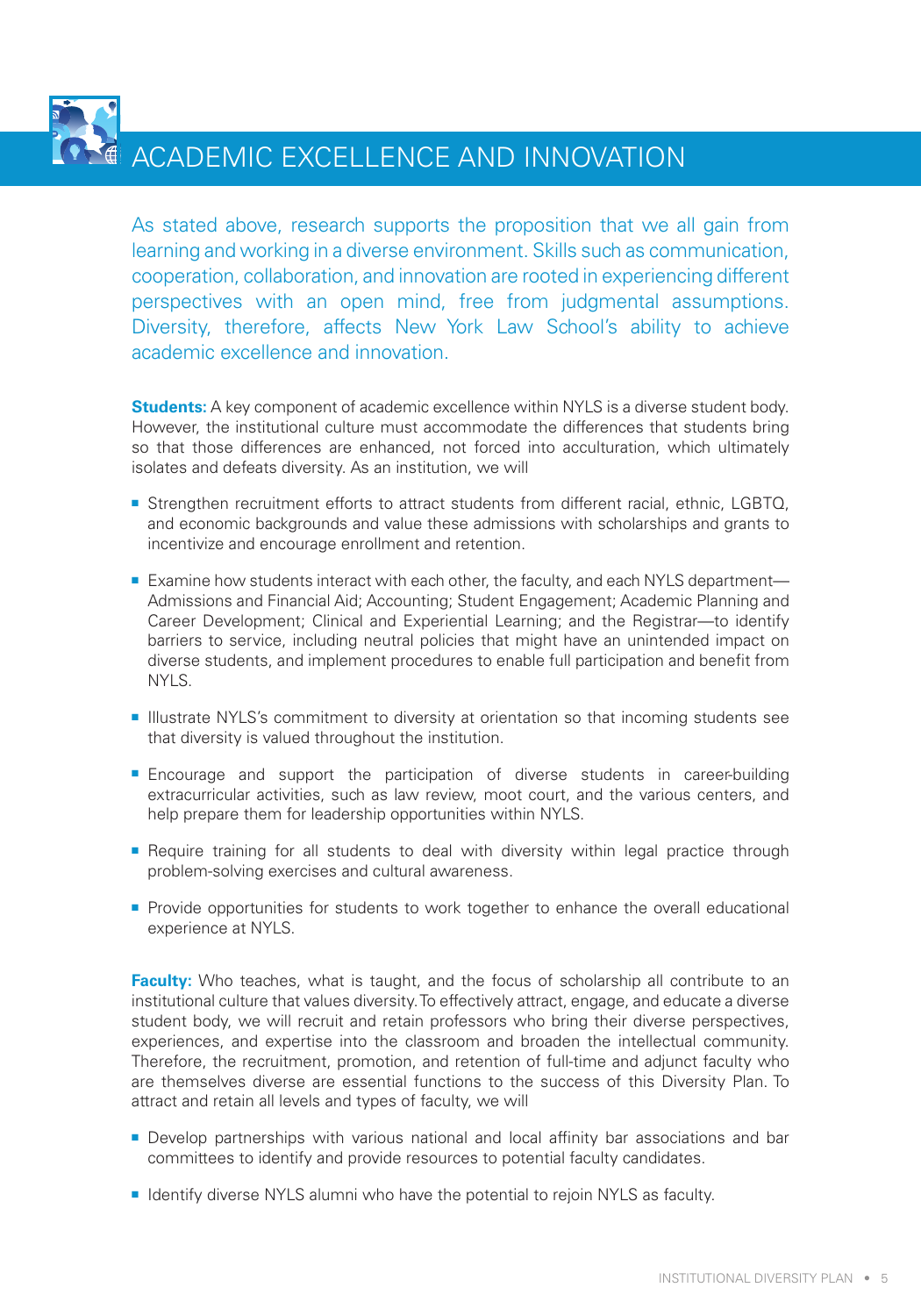# ACADEMIC EXCELLENCE AND INNOVATION

As stated above, research supports the proposition that we all gain from learning and working in a diverse environment. Skills such as communication, cooperation, collaboration, and innovation are rooted in experiencing different perspectives with an open mind, free from judgmental assumptions. Diversity, therefore, affects New York Law School's ability to achieve academic excellence and innovation.

**Students:** A key component of academic excellence within NYLS is a diverse student body. However, the institutional culture must accommodate the differences that students bring so that those differences are enhanced, not forced into acculturation, which ultimately isolates and defeats diversity. As an institution, we will

- Strengthen recruitment efforts to attract students from different racial, ethnic, LGBTQ, and economic backgrounds and value these admissions with scholarships and grants to incentivize and encourage enrollment and retention.
- Examine how students interact with each other, the faculty, and each NYLS department—Admissions and Financial Aid; Accounting; Student Engagement; Academic Planning and Career Development; Clinical and Experiential Learning; and the Registrar—to identify barriers to service, including neutral policies that might have an unintended impact on diverse students, and implement procedures to enable full participation and benefit from NYLS.
- Illustrate NYLS's commitment to diversity at orientation so that incoming students see that diversity is valued throughout the institution.
- Encourage and support the participation of diverse students in career-building extracurricular activities, such as law review, moot court, and the various centers, and help prepare them for leadership opportunities within NYLS.
- Require training for all students to deal with diversity within legal practice through problem-solving exercises and cultural awareness.
- Provide opportunities for students to work together to enhance the overall educational experience at NYLS.

**Faculty:** Who teaches, what is taught, and the focus of scholarship all contribute to an institutional culture that values diversity. To effectively attract, engage, and educate a diverse student body, we will recruit and retain professors who bring their diverse perspectives, experiences, and expertise into the classroom and broaden the intellectual community. Therefore, the recruitment, promotion, and retention of full-time and adjunct faculty who are themselves diverse are essential functions to the success of this Diversity Plan. To attract and retain all levels and types of faculty, we will

- Develop partnerships with various national and local affinity bar associations and bar committees to identify and provide resources to potential faculty candidates.
- Identify diverse NYLS alumni who have the potential to rejoin NYLS as faculty.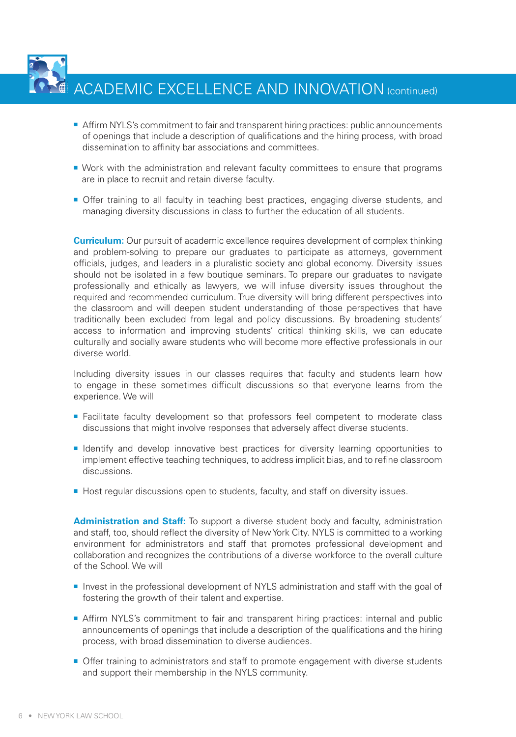## ACADEMIC EXCELLENCE AND INNOVATION (continued)

- Affirm NYLS's commitment to fair and transparent hiring practices: public announcements of openings that include a description of qualifications and the hiring process, with broad dissemination to affinity bar associations and committees.
- Work with the administration and relevant faculty committees to ensure that programs are in place to recruit and retain diverse faculty.
- Offer training to all faculty in teaching best practices, engaging diverse students, and managing diversity discussions in class to further the education of all students.

**Curriculum:** Our pursuit of academic excellence requires development of complex thinking and problem-solving to prepare our graduates to participate as attorneys, government officials, judges, and leaders in a pluralistic society and global economy. Diversity issues should not be isolated in a few boutique seminars. To prepare our graduates to navigate professionally and ethically as lawyers, we will infuse diversity issues throughout the required and recommended curriculum. True diversity will bring different perspectives into the classroom and will deepen student understanding of those perspectives that have traditionally been excluded from legal and policy discussions. By broadening students' access to information and improving students' critical thinking skills, we can educate culturally and socially aware students who will become more effective professionals in our diverse world.

Including diversity issues in our classes requires that faculty and students learn how to engage in these sometimes difficult discussions so that everyone learns from the experience. We will

- Facilitate faculty development so that professors feel competent to moderate class discussions that might involve responses that adversely affect diverse students.
- Identify and develop innovative best practices for diversity learning opportunities to implement effective teaching techniques, to address implicit bias, and to refine classroom discussions.
- Host regular discussions open to students, faculty, and staff on diversity issues.

**Administration and Staff:** To support a diverse student body and faculty, administration and staff, too, should reflect the diversity of New York City. NYLS is committed to a working environment for administrators and staff that promotes professional development and collaboration and recognizes the contributions of a diverse workforce to the overall culture of the School. We will

- Invest in the professional development of NYLS administration and staff with the goal of fostering the growth of their talent and expertise.
- Affirm NYLS's commitment to fair and transparent hiring practices: internal and public announcements of openings that include a description of the qualifications and the hiring process, with broad dissemination to diverse audiences.
- Offer training to administrators and staff to promote engagement with diverse students and support their membership in the NYLS community.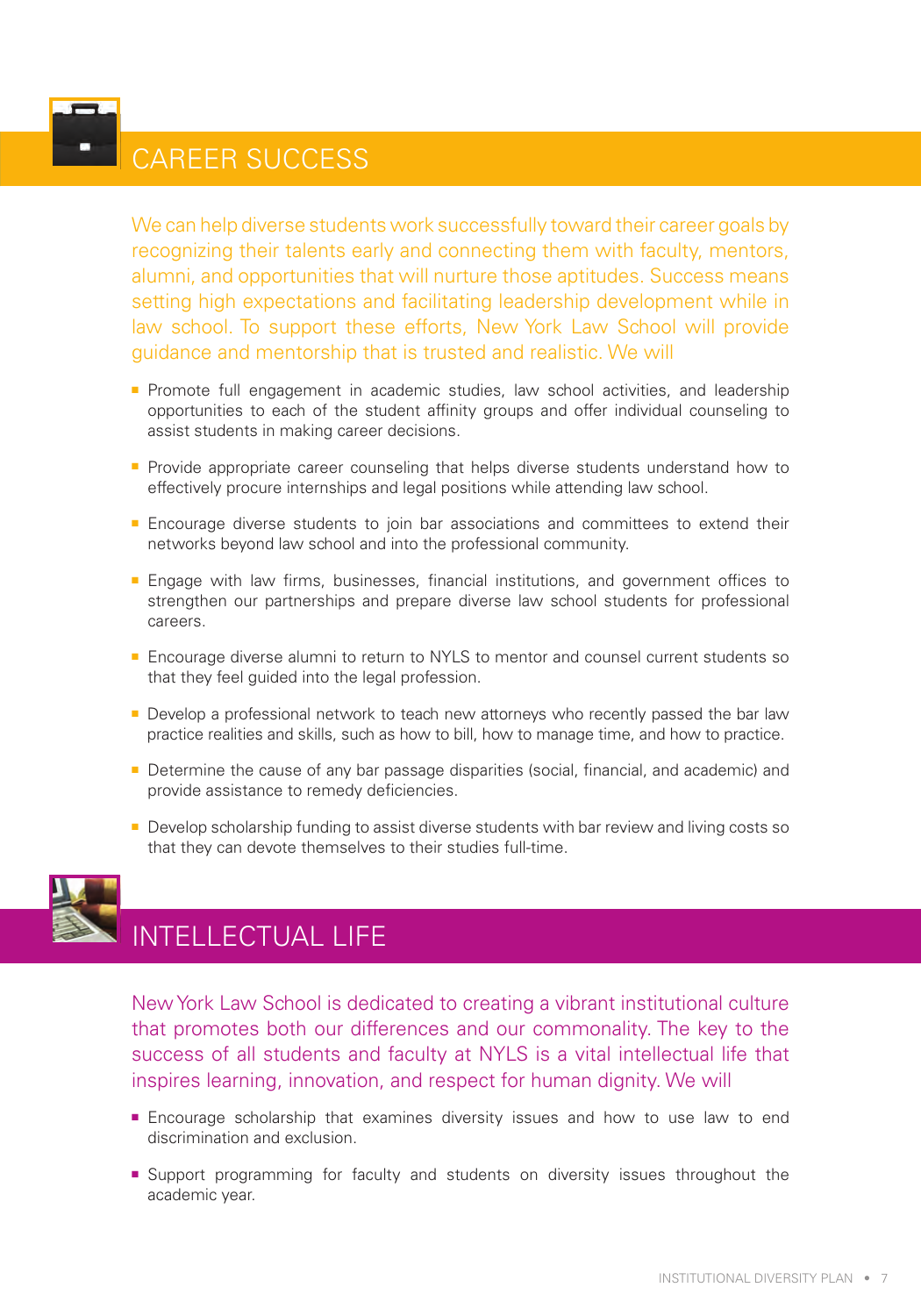## CAREER SUCCESS

We can help diverse students work successfully toward their career goals by recognizing their talents early and connecting them with faculty, mentors, alumni, and opportunities that will nurture those aptitudes. Success means setting high expectations and facilitating leadership development while in law school. To support these efforts, New York Law School will provide guidance and mentorship that is trusted and realistic. We will

- Promote full engagement in academic studies, law school activities, and leadership opportunities to each of the student affinity groups and offer individual counseling to assist students in making career decisions.
- Provide appropriate career counseling that helps diverse students understand how to effectively procure internships and legal positions while attending law school.
- Encourage diverse students to join bar associations and committees to extend their networks beyond law school and into the professional community.
- Engage with law firms, businesses, financial institutions, and government offices to strengthen our partnerships and prepare diverse law school students for professional careers.
- Encourage diverse alumni to return to NYLS to mentor and counsel current students so that they feel guided into the legal profession.
- Develop a professional network to teach new attorneys who recently passed the bar law practice realities and skills, such as how to bill, how to manage time, and how to practice.
- Determine the cause of any bar passage disparities (social, financial, and academic) and provide assistance to remedy deficiencies.
- Develop scholarship funding to assist diverse students with bar review and living costs so that they can devote themselves to their studies full-time.

## INTELLECTUAL LIFE

New York Law School is dedicated to creating a vibrant institutional culture that promotes both our differences and our commonality. The key to the success of all students and faculty at NYLS is a vital intellectual life that inspires learning, innovation, and respect for human dignity. We will

- Encourage scholarship that examines diversity issues and how to use law to end discrimination and exclusion.
- Support programming for faculty and students on diversity issues throughout the academic year.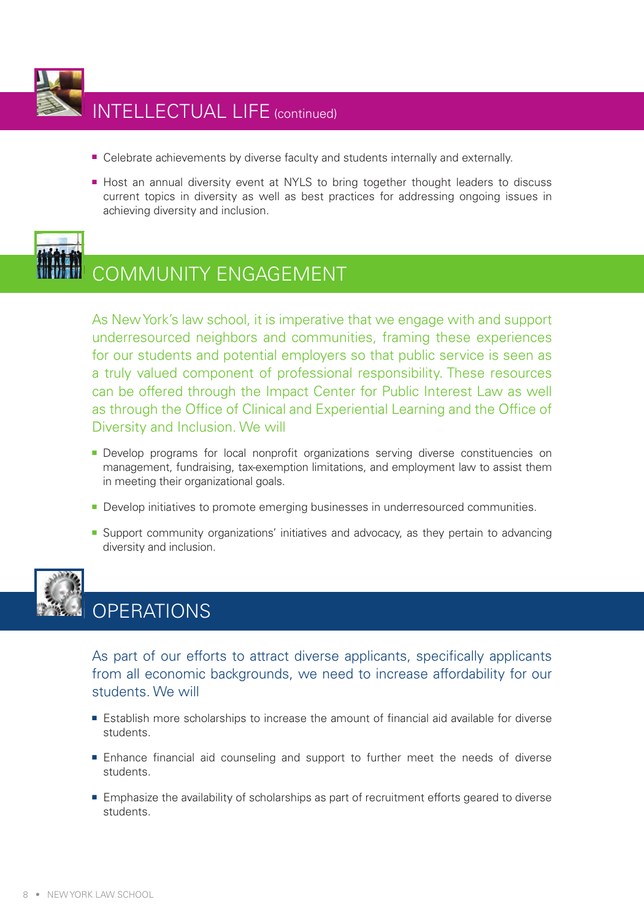## INTELLECTUAL LIFE (continued)

- Celebrate achievements by diverse faculty and students internally and externally.
- Host an annual diversity event at NYLS to bring together thought leaders to discuss current topics in diversity as well as best practices for addressing ongoing issues in achieving diversity and inclusion.

## COMMUNITY ENGAGEMENT

As New York's law school, it is imperative that we engage with and support underresourced neighbors and communities, framing these experiences for our students and potential employers so that public service is seen as a truly valued component of professional responsibility. These resources can be offered through the Impact Center for Public Interest Law as well as through the Office of Clinical and Experiential Learning and the Office of Diversity and Inclusion. We will

- Develop programs for local nonprofit organizations serving diverse constituencies on management, fundraising, tax-exemption limitations, and employment law to assist them in meeting their organizational goals.
- Develop initiatives to promote emerging businesses in underresourced communities.
- Support community organizations' initiatives and advocacy, as they pertain to advancing diversity and inclusion.

## OPERATIONS

As part of our efforts to attract diverse applicants, specifically applicants from all economic backgrounds, we need to increase affordability for our students. We will

- Establish more scholarships to increase the amount of financial aid available for diverse students.
- Enhance financial aid counseling and support to further meet the needs of diverse students.
- Emphasize the availability of scholarships as part of recruitment efforts geared to diverse students.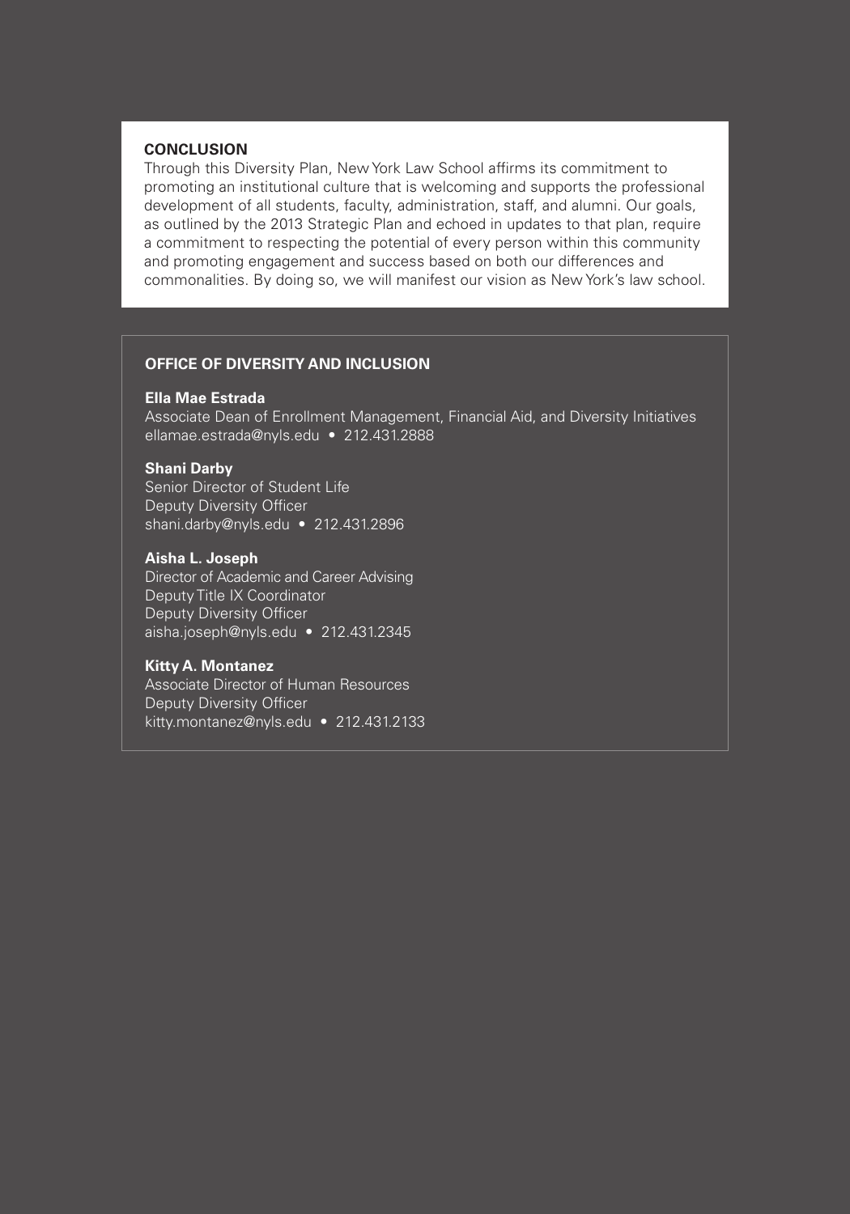## CONCLUSION

Through this Diversity Plan, New York Law School affirms its commitment to promoting an institutional culture that is welcoming and supports the professional development of all students, faculty, administration, staff, and alumni. Our goals, as outlined by the 2013 Strategic Plan and echoed in updates to that plan, require a commitment to respecting the potential of every person within this community and promoting engagement and success based on both our differences and commonalities. By doing so, we will manifest our vision as New York's law school.

## OFFICE OF DIVERSITY AND INCLUSION

**Ella Mae Estrada**
Associate Dean of Enrollment Management, Financial Aid, and Diversity Initiatives
ellamae.estrada@nyls.edu • 212.431.2888

**Shani Darby**
Senior Director of Student Life
Deputy Diversity Officer
shani.darby@nyls.edu • 212.431.2896

**Aisha L. Joseph**
Director of Academic and Career Advising
Deputy Title IX Coordinator
Deputy Diversity Officer
aisha.joseph@nyls.edu • 212.431.2345

**Kitty A. Montanez**
Associate Director of Human Resources
Deputy Diversity Officer
kitty.montanez@nyls.edu • 212.431.2133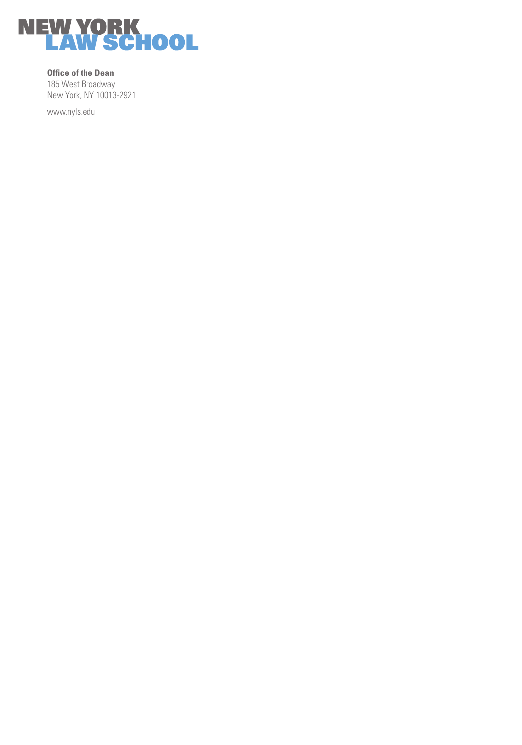NEW YORK
LAW SCHOOL

**Office of the Dean**
185 West Broadway
New York, NY 10013-2921

www.nyls.edu